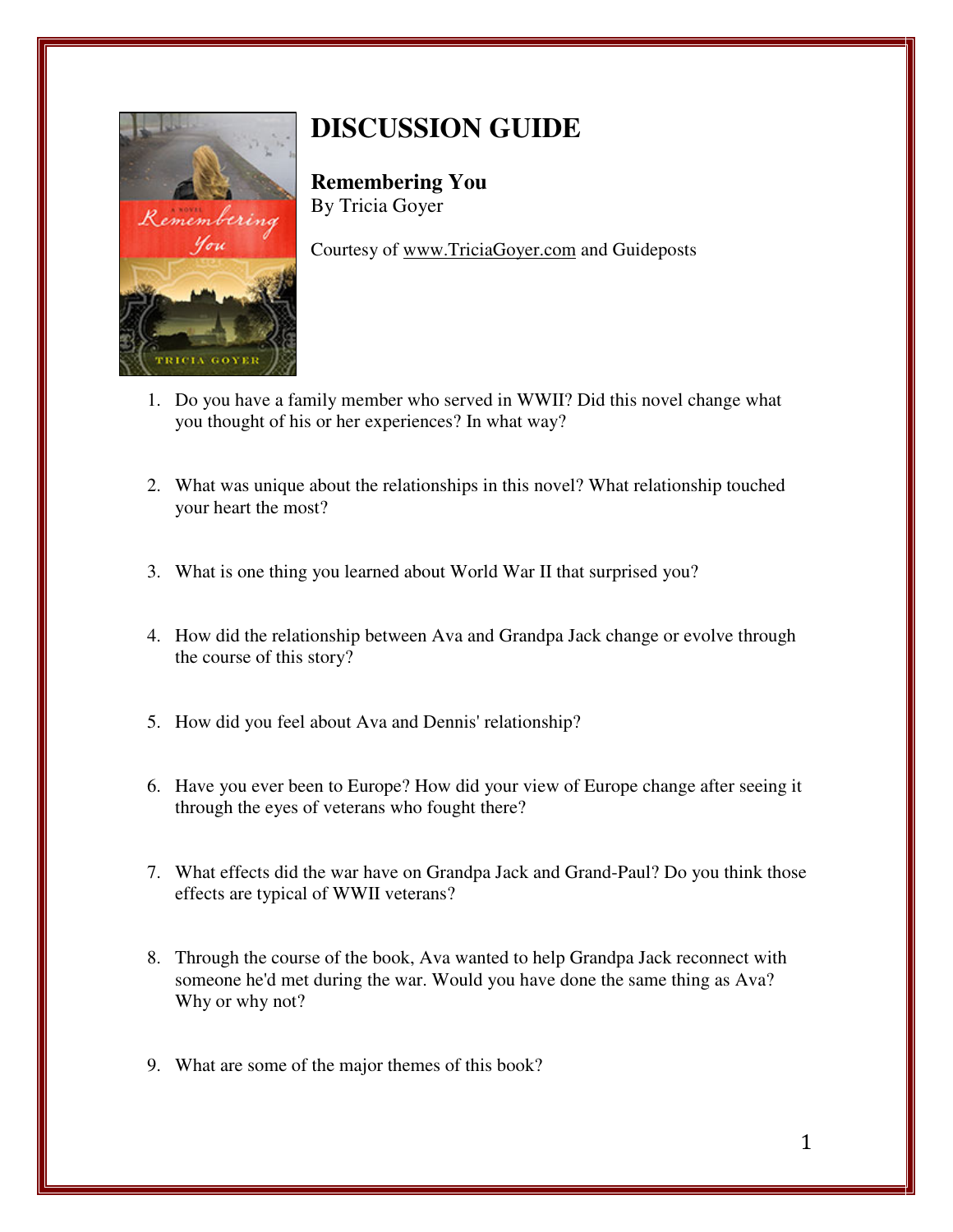# DISCUSSION GUIDE

**Remembering You**
By Tricia Goyer

Courtesy of www.TriciaGoyer.com and Guideposts

1. Do you have a family member who served in WWII? Did this novel change what you thought of his or her experiences? In what way?

2. What was unique about the relationships in this novel? What relationship touched your heart the most?

3. What is one thing you learned about World War II that surprised you?

4. How did the relationship between Ava and Grandpa Jack change or evolve through the course of this story?

5. How did you feel about Ava and Dennis' relationship?

6. Have you ever been to Europe? How did your view of Europe change after seeing it through the eyes of veterans who fought there?

7. What effects did the war have on Grandpa Jack and Grand-Paul? Do you think those effects are typical of WWII veterans?

8. Through the course of the book, Ava wanted to help Grandpa Jack reconnect with someone he'd met during the war. Would you have done the same thing as Ava? Why or why not?

9. What are some of the major themes of this book?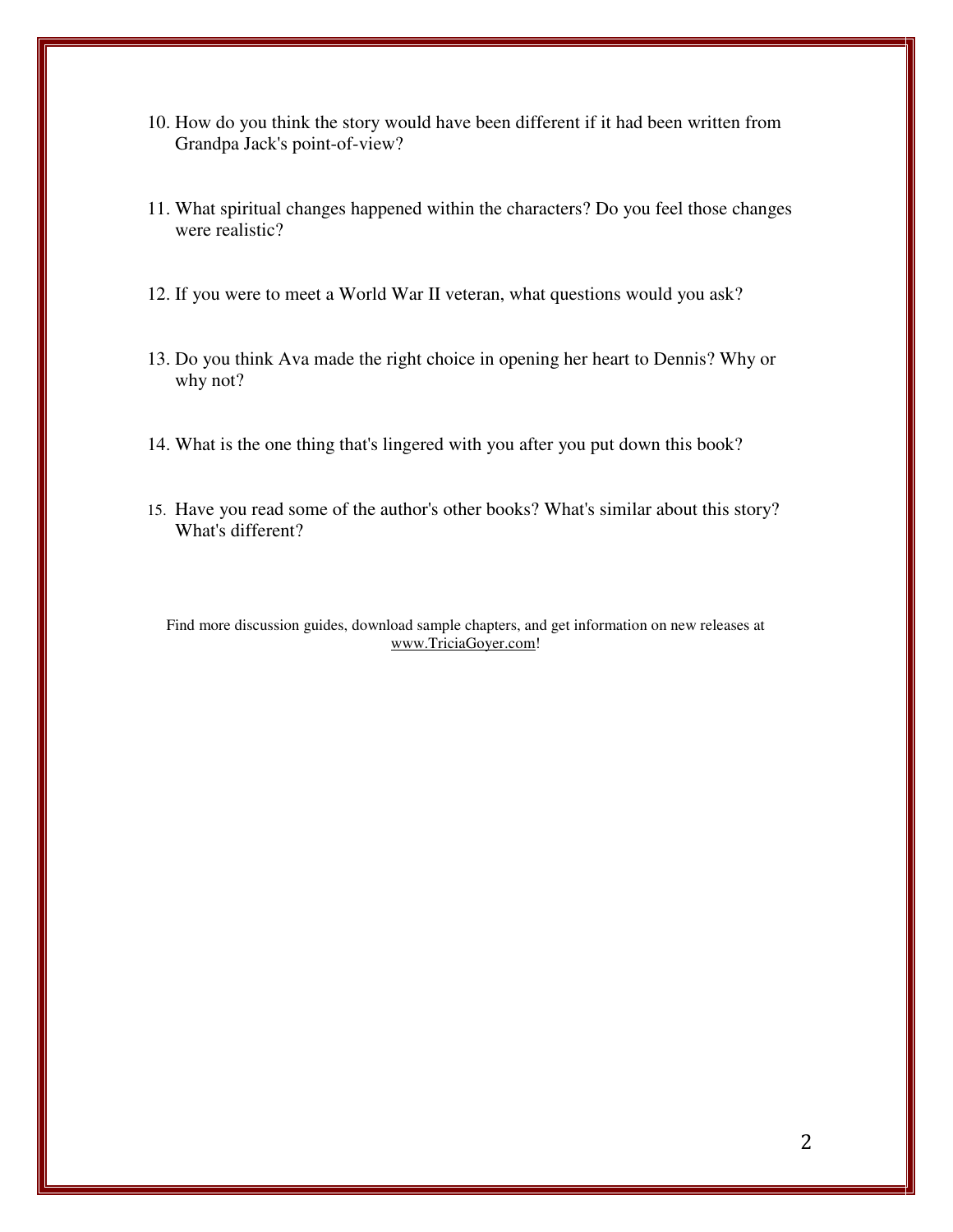10. How do you think the story would have been different if it had been written from Grandpa Jack's point-of-view?

11. What spiritual changes happened within the characters? Do you feel those changes were realistic?

12. If you were to meet a World War II veteran, what questions would you ask?

13. Do you think Ava made the right choice in opening her heart to Dennis? Why or why not?

14. What is the one thing that's lingered with you after you put down this book?

15. Have you read some of the author's other books? What's similar about this story? What's different?

Find more discussion guides, download sample chapters, and get information on new releases at www.TriciaGoyer.com!